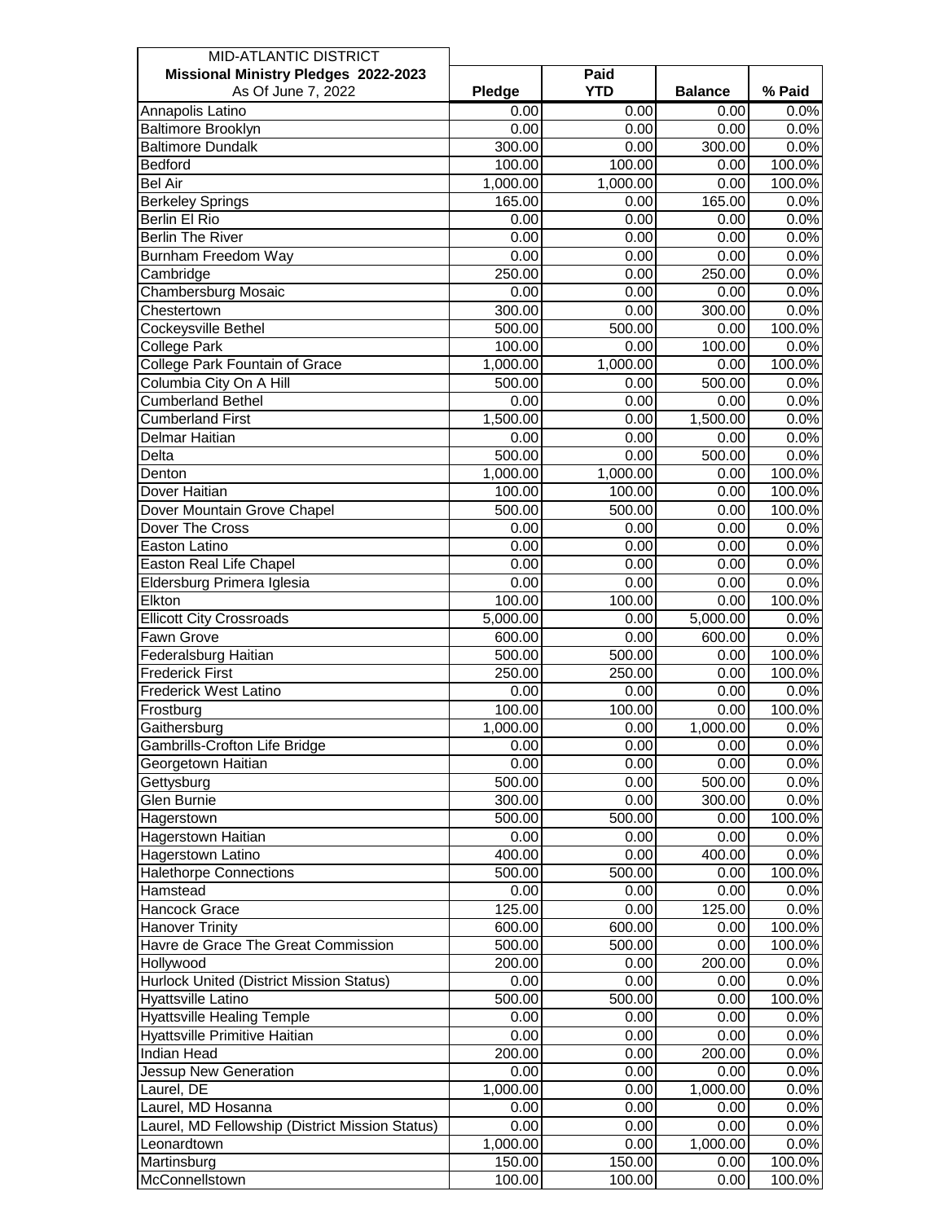| MID-ATLANTIC DISTRICT<br>**Missional Ministry Pledges 2022-2023**<br>As Of June 7, 2022 | **Pledge** | **Paid YTD** | **Balance** | **% Paid** |
|---|---|---|---|---|
| Annapolis Latino | 0.00 | 0.00 | 0.00 | 0.0% |
| Baltimore Brooklyn | 0.00 | 0.00 | 0.00 | 0.0% |
| Baltimore Dundalk | 300.00 | 0.00 | 300.00 | 0.0% |
| Bedford | 100.00 | 100.00 | 0.00 | 100.0% |
| Bel Air | 1,000.00 | 1,000.00 | 0.00 | 100.0% |
| Berkeley Springs | 165.00 | 0.00 | 165.00 | 0.0% |
| Berlin El Rio | 0.00 | 0.00 | 0.00 | 0.0% |
| Berlin The River | 0.00 | 0.00 | 0.00 | 0.0% |
| Burnham Freedom Way | 0.00 | 0.00 | 0.00 | 0.0% |
| Cambridge | 250.00 | 0.00 | 250.00 | 0.0% |
| Chambersburg Mosaic | 0.00 | 0.00 | 0.00 | 0.0% |
| Chestertown | 300.00 | 0.00 | 300.00 | 0.0% |
| Cockeysville Bethel | 500.00 | 500.00 | 0.00 | 100.0% |
| College Park | 100.00 | 0.00 | 100.00 | 0.0% |
| College Park Fountain of Grace | 1,000.00 | 1,000.00 | 0.00 | 100.0% |
| Columbia City On A Hill | 500.00 | 0.00 | 500.00 | 0.0% |
| Cumberland Bethel | 0.00 | 0.00 | 0.00 | 0.0% |
| Cumberland First | 1,500.00 | 0.00 | 1,500.00 | 0.0% |
| Delmar Haitian | 0.00 | 0.00 | 0.00 | 0.0% |
| Delta | 500.00 | 0.00 | 500.00 | 0.0% |
| Denton | 1,000.00 | 1,000.00 | 0.00 | 100.0% |
| Dover Haitian | 100.00 | 100.00 | 0.00 | 100.0% |
| Dover Mountain Grove Chapel | 500.00 | 500.00 | 0.00 | 100.0% |
| Dover The Cross | 0.00 | 0.00 | 0.00 | 0.0% |
| Easton Latino | 0.00 | 0.00 | 0.00 | 0.0% |
| Easton Real Life Chapel | 0.00 | 0.00 | 0.00 | 0.0% |
| Eldersburg Primera Iglesia | 0.00 | 0.00 | 0.00 | 0.0% |
| Elkton | 100.00 | 100.00 | 0.00 | 100.0% |
| Ellicott City Crossroads | 5,000.00 | 0.00 | 5,000.00 | 0.0% |
| Fawn Grove | 600.00 | 0.00 | 600.00 | 0.0% |
| Federalsburg Haitian | 500.00 | 500.00 | 0.00 | 100.0% |
| Frederick First | 250.00 | 250.00 | 0.00 | 100.0% |
| Frederick West Latino | 0.00 | 0.00 | 0.00 | 0.0% |
| Frostburg | 100.00 | 100.00 | 0.00 | 100.0% |
| Gaithersburg | 1,000.00 | 0.00 | 1,000.00 | 0.0% |
| Gambrills-Crofton Life Bridge | 0.00 | 0.00 | 0.00 | 0.0% |
| Georgetown Haitian | 0.00 | 0.00 | 0.00 | 0.0% |
| Gettysburg | 500.00 | 0.00 | 500.00 | 0.0% |
| Glen Burnie | 300.00 | 0.00 | 300.00 | 0.0% |
| Hagerstown | 500.00 | 500.00 | 0.00 | 100.0% |
| Hagerstown Haitian | 0.00 | 0.00 | 0.00 | 0.0% |
| Hagerstown Latino | 400.00 | 0.00 | 400.00 | 0.0% |
| Halethorpe Connections | 500.00 | 500.00 | 0.00 | 100.0% |
| Hamstead | 0.00 | 0.00 | 0.00 | 0.0% |
| Hancock Grace | 125.00 | 0.00 | 125.00 | 0.0% |
| Hanover Trinity | 600.00 | 600.00 | 0.00 | 100.0% |
| Havre de Grace The Great Commission | 500.00 | 500.00 | 0.00 | 100.0% |
| Hollywood | 200.00 | 0.00 | 200.00 | 0.0% |
| Hurlock United (District Mission Status) | 0.00 | 0.00 | 0.00 | 0.0% |
| Hyattsville Latino | 500.00 | 500.00 | 0.00 | 100.0% |
| Hyattsville Healing Temple | 0.00 | 0.00 | 0.00 | 0.0% |
| Hyattsville Primitive Haitian | 0.00 | 0.00 | 0.00 | 0.0% |
| Indian Head | 200.00 | 0.00 | 200.00 | 0.0% |
| Jessup New Generation | 0.00 | 0.00 | 0.00 | 0.0% |
| Laurel, DE | 1,000.00 | 0.00 | 1,000.00 | 0.0% |
| Laurel, MD Hosanna | 0.00 | 0.00 | 0.00 | 0.0% |
| Laurel, MD Fellowship (District Mission Status) | 0.00 | 0.00 | 0.00 | 0.0% |
| Leonardtown | 1,000.00 | 0.00 | 1,000.00 | 0.0% |
| Martinsburg | 150.00 | 150.00 | 0.00 | 100.0% |
| McConnellstown | 100.00 | 100.00 | 0.00 | 100.0% |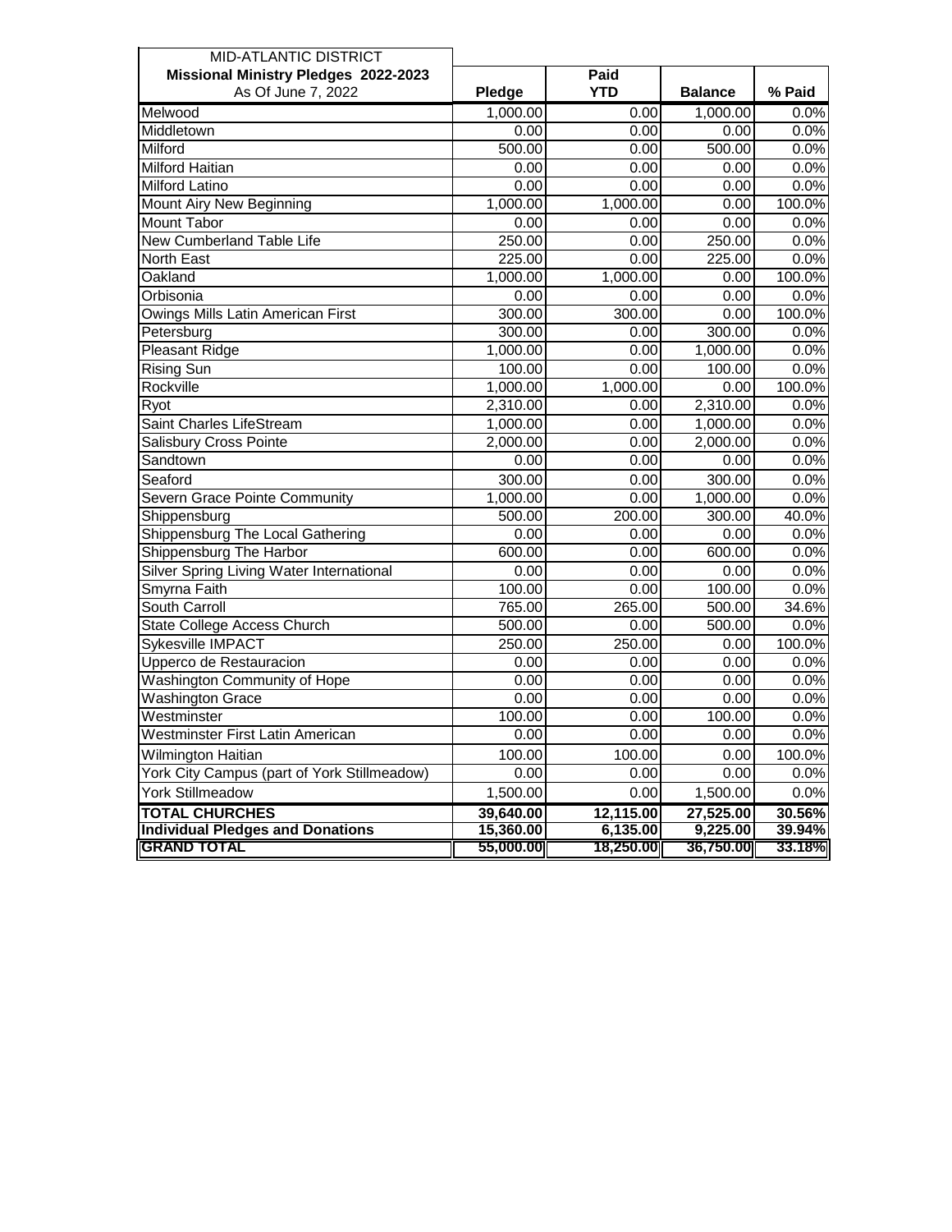| MID-ATLANTIC DISTRICT<br>**Missional Ministry Pledges 2022-2023**<br>As Of June 7, 2022 | **Pledge** | **Paid YTD** | **Balance** | **% Paid** |
|---|---|---|---|---|
| Melwood | 1,000.00 | 0.00 | 1,000.00 | 0.0% |
| Middletown | 0.00 | 0.00 | 0.00 | 0.0% |
| Milford | 500.00 | 0.00 | 500.00 | 0.0% |
| Milford Haitian | 0.00 | 0.00 | 0.00 | 0.0% |
| Milford Latino | 0.00 | 0.00 | 0.00 | 0.0% |
| Mount Airy New Beginning | 1,000.00 | 1,000.00 | 0.00 | 100.0% |
| Mount Tabor | 0.00 | 0.00 | 0.00 | 0.0% |
| New Cumberland Table Life | 250.00 | 0.00 | 250.00 | 0.0% |
| North East | 225.00 | 0.00 | 225.00 | 0.0% |
| Oakland | 1,000.00 | 1,000.00 | 0.00 | 100.0% |
| Orbisonia | 0.00 | 0.00 | 0.00 | 0.0% |
| Owings Mills Latin American First | 300.00 | 300.00 | 0.00 | 100.0% |
| Petersburg | 300.00 | 0.00 | 300.00 | 0.0% |
| Pleasant Ridge | 1,000.00 | 0.00 | 1,000.00 | 0.0% |
| Rising Sun | 100.00 | 0.00 | 100.00 | 0.0% |
| Rockville | 1,000.00 | 1,000.00 | 0.00 | 100.0% |
| Ryot | 2,310.00 | 0.00 | 2,310.00 | 0.0% |
| Saint Charles LifeStream | 1,000.00 | 0.00 | 1,000.00 | 0.0% |
| Salisbury Cross Pointe | 2,000.00 | 0.00 | 2,000.00 | 0.0% |
| Sandtown | 0.00 | 0.00 | 0.00 | 0.0% |
| Seaford | 300.00 | 0.00 | 300.00 | 0.0% |
| Severn Grace Pointe Community | 1,000.00 | 0.00 | 1,000.00 | 0.0% |
| Shippensburg | 500.00 | 200.00 | 300.00 | 40.0% |
| Shippensburg The Local Gathering | 0.00 | 0.00 | 0.00 | 0.0% |
| Shippensburg The Harbor | 600.00 | 0.00 | 600.00 | 0.0% |
| Silver Spring Living Water International | 0.00 | 0.00 | 0.00 | 0.0% |
| Smyrna Faith | 100.00 | 0.00 | 100.00 | 0.0% |
| South Carroll | 765.00 | 265.00 | 500.00 | 34.6% |
| State College Access Church | 500.00 | 0.00 | 500.00 | 0.0% |
| Sykesville IMPACT | 250.00 | 250.00 | 0.00 | 100.0% |
| Upperco de Restauracion | 0.00 | 0.00 | 0.00 | 0.0% |
| Washington Community of Hope | 0.00 | 0.00 | 0.00 | 0.0% |
| Washington Grace | 0.00 | 0.00 | 0.00 | 0.0% |
| Westminster | 100.00 | 0.00 | 100.00 | 0.0% |
| Westminster First Latin American | 0.00 | 0.00 | 0.00 | 0.0% |
| Wilmington Haitian | 100.00 | 100.00 | 0.00 | 100.0% |
| York City Campus (part of York Stillmeadow) | 0.00 | 0.00 | 0.00 | 0.0% |
| York Stillmeadow | 1,500.00 | 0.00 | 1,500.00 | 0.0% |
| **TOTAL CHURCHES** | **39,640.00** | **12,115.00** | **27,525.00** | **30.56%** |
| **Individual Pledges and Donations** | **15,360.00** | **6,135.00** | **9,225.00** | **39.94%** |
| **GRAND TOTAL** | **55,000.00** | **18,250.00** | **36,750.00** | **33.18%** |